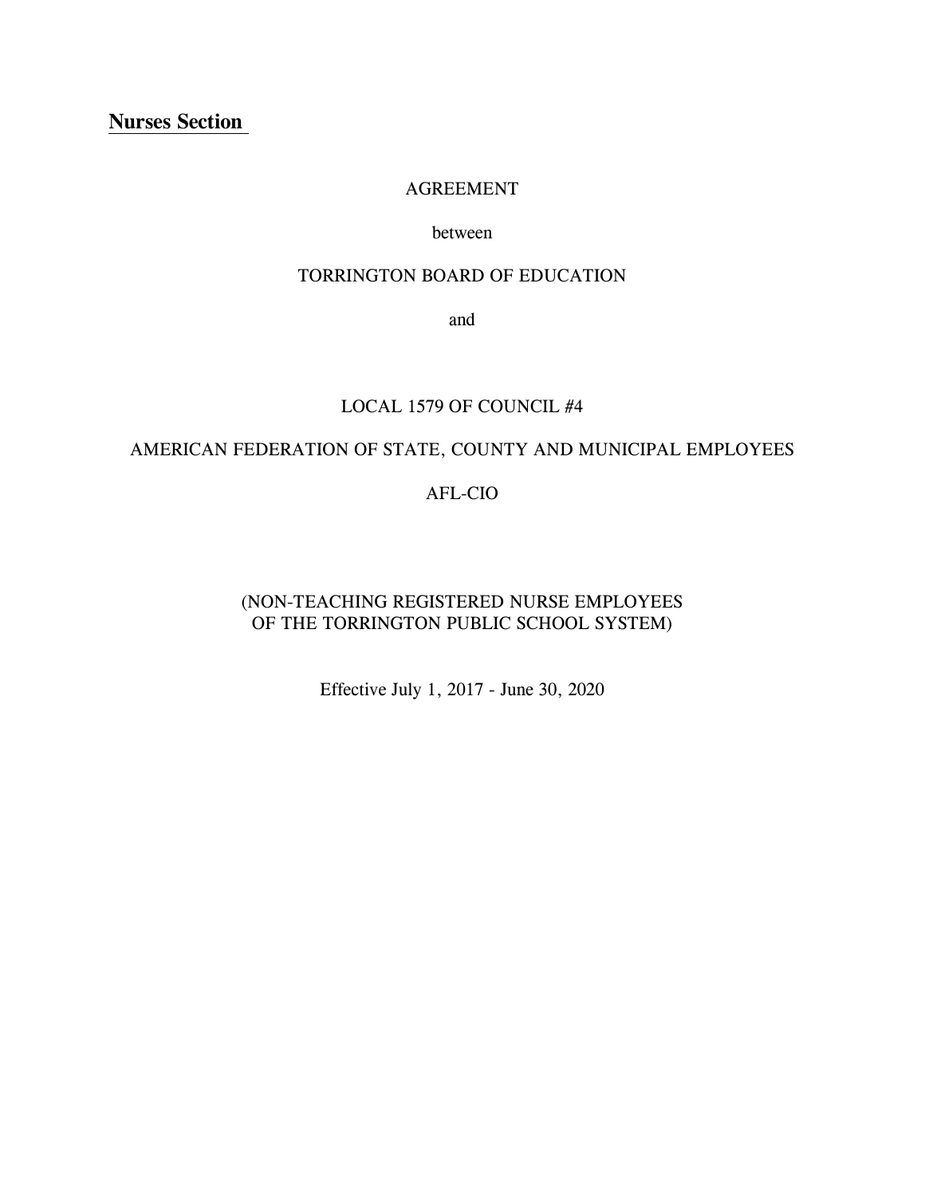**Nurses Section**

AGREEMENT

between

TORRINGTON BOARD OF EDUCATION

and

LOCAL 1579 OF COUNCIL #4

AMERICAN FEDERATION OF STATE, COUNTY AND MUNICIPAL EMPLOYEES

AFL-CIO

(NON-TEACHING REGISTERED NURSE EMPLOYEES
OF THE TORRINGTON PUBLIC SCHOOL SYSTEM)

Effective July 1, 2017 - June 30, 2020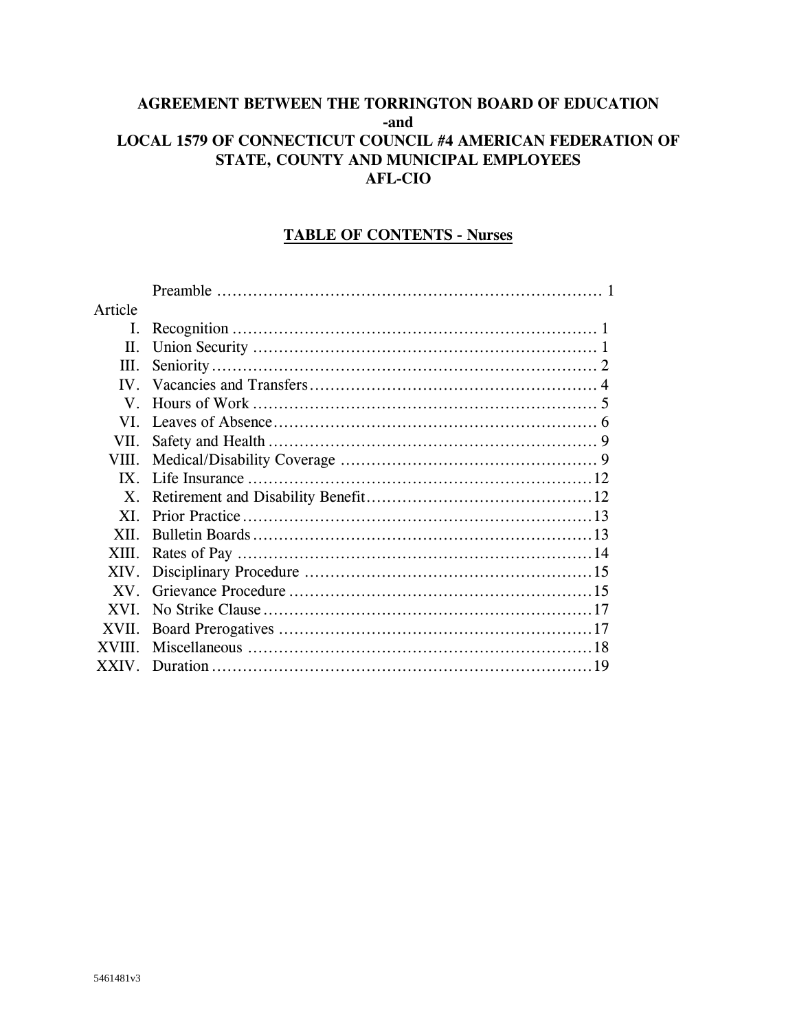**AGREEMENT BETWEEN THE TORRINGTON BOARD OF EDUCATION**
**-and**
**LOCAL 1579 OF CONNECTICUT COUNCIL #4 AMERICAN FEDERATION OF STATE, COUNTY AND MUNICIPAL EMPLOYEES**
**AFL-CIO**

## TABLE OF CONTENTS - Nurses

| Article | | Page |
|---|---|---|
| | Preamble | 1 |
| I. | Recognition | 1 |
| II. | Union Security | 1 |
| III. | Seniority | 2 |
| IV. | Vacancies and Transfers | 4 |
| V. | Hours of Work | 5 |
| VI. | Leaves of Absence | 6 |
| VII. | Safety and Health | 9 |
| VIII. | Medical/Disability Coverage | 9 |
| IX. | Life Insurance | 12 |
| X. | Retirement and Disability Benefit | 12 |
| XI. | Prior Practice | 13 |
| XII. | Bulletin Boards | 13 |
| XIII. | Rates of Pay | 14 |
| XIV. | Disciplinary Procedure | 15 |
| XV. | Grievance Procedure | 15 |
| XVI. | No Strike Clause | 17 |
| XVII. | Board Prerogatives | 17 |
| XVIII. | Miscellaneous | 18 |
| XXIV. | Duration | 19 |

5461481v3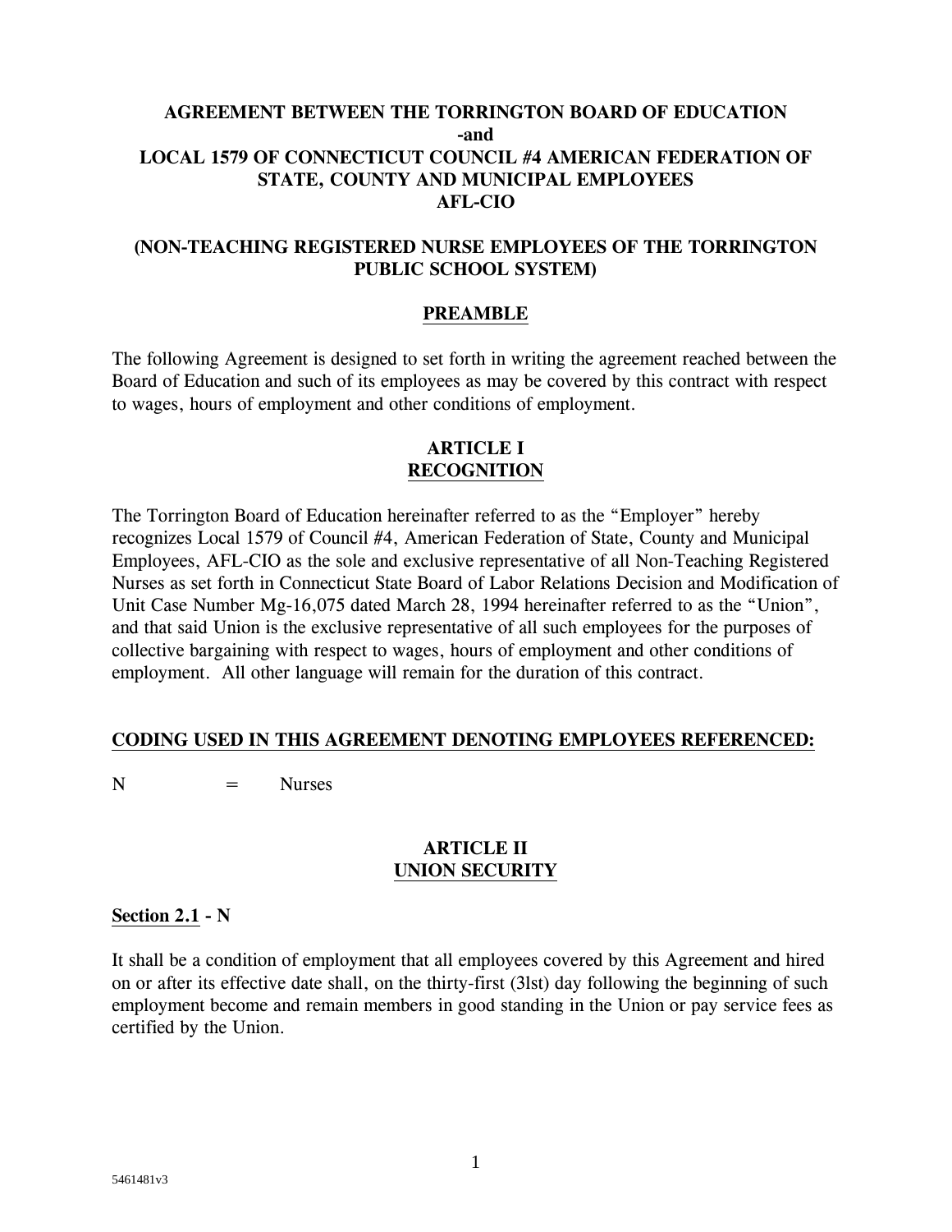# AGREEMENT BETWEEN THE TORRINGTON BOARD OF EDUCATION -and LOCAL 1579 OF CONNECTICUT COUNCIL #4 AMERICAN FEDERATION OF STATE, COUNTY AND MUNICIPAL EMPLOYEES AFL-CIO

## (NON-TEACHING REGISTERED NURSE EMPLOYEES OF THE TORRINGTON PUBLIC SCHOOL SYSTEM)

## PREAMBLE

The following Agreement is designed to set forth in writing the agreement reached between the Board of Education and such of its employees as may be covered by this contract with respect to wages, hours of employment and other conditions of employment.

## ARTICLE I
## RECOGNITION

The Torrington Board of Education hereinafter referred to as the "Employer" hereby recognizes Local 1579 of Council #4, American Federation of State, County and Municipal Employees, AFL-CIO as the sole and exclusive representative of all Non-Teaching Registered Nurses as set forth in Connecticut State Board of Labor Relations Decision and Modification of Unit Case Number Mg-16,075 dated March 28, 1994 hereinafter referred to as the "Union", and that said Union is the exclusive representative of all such employees for the purposes of collective bargaining with respect to wages, hours of employment and other conditions of employment. All other language will remain for the duration of this contract.

**CODING USED IN THIS AGREEMENT DENOTING EMPLOYEES REFERENCED:**

N = Nurses

## ARTICLE II
## UNION SECURITY

**Section 2.1 - N**

It shall be a condition of employment that all employees covered by this Agreement and hired on or after its effective date shall, on the thirty-first (3lst) day following the beginning of such employment become and remain members in good standing in the Union or pay service fees as certified by the Union.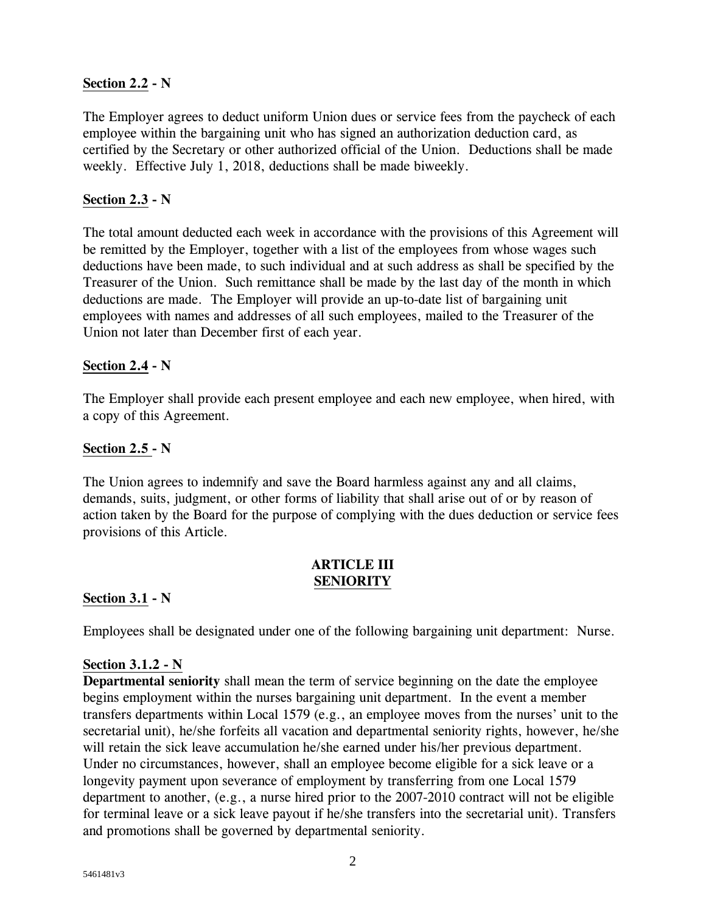**Section 2.2 - N**

The Employer agrees to deduct uniform Union dues or service fees from the paycheck of each employee within the bargaining unit who has signed an authorization deduction card, as certified by the Secretary or other authorized official of the Union. Deductions shall be made weekly. Effective July 1, 2018, deductions shall be made biweekly.

**Section 2.3 - N**

The total amount deducted each week in accordance with the provisions of this Agreement will be remitted by the Employer, together with a list of the employees from whose wages such deductions have been made, to such individual and at such address as shall be specified by the Treasurer of the Union. Such remittance shall be made by the last day of the month in which deductions are made. The Employer will provide an up-to-date list of bargaining unit employees with names and addresses of all such employees, mailed to the Treasurer of the Union not later than December first of each year.

**Section 2.4 - N**

The Employer shall provide each present employee and each new employee, when hired, with a copy of this Agreement.

**Section 2.5 - N**

The Union agrees to indemnify and save the Board harmless against any and all claims, demands, suits, judgment, or other forms of liability that shall arise out of or by reason of action taken by the Board for the purpose of complying with the dues deduction or service fees provisions of this Article.

## ARTICLE III
## SENIORITY

**Section 3.1 - N**

Employees shall be designated under one of the following bargaining unit department: Nurse.

**Section 3.1.2 - N**

**Departmental seniority** shall mean the term of service beginning on the date the employee begins employment within the nurses bargaining unit department. In the event a member transfers departments within Local 1579 (e.g., an employee moves from the nurses' unit to the secretarial unit), he/she forfeits all vacation and departmental seniority rights, however, he/she will retain the sick leave accumulation he/she earned under his/her previous department. Under no circumstances, however, shall an employee become eligible for a sick leave or a longevity payment upon severance of employment by transferring from one Local 1579 department to another, (e.g., a nurse hired prior to the 2007-2010 contract will not be eligible for terminal leave or a sick leave payout if he/she transfers into the secretarial unit). Transfers and promotions shall be governed by departmental seniority.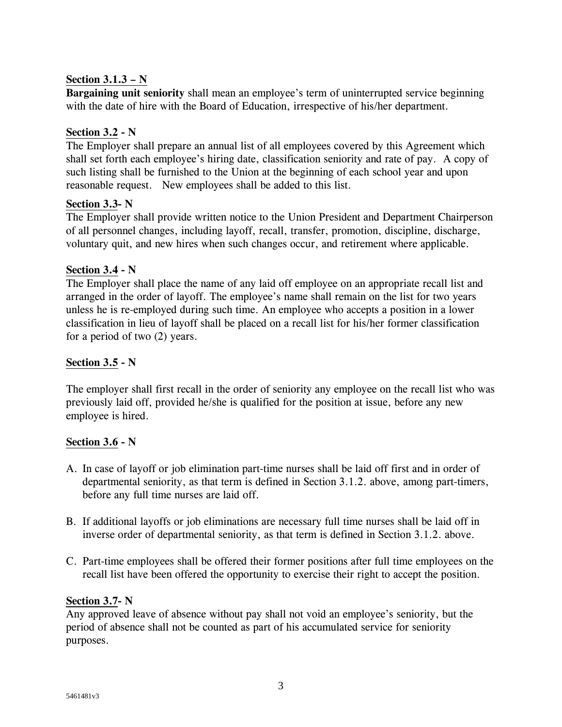**Section 3.1.3 – N**
**Bargaining unit seniority** shall mean an employee's term of uninterrupted service beginning with the date of hire with the Board of Education, irrespective of his/her department.

**Section 3.2 - N**
The Employer shall prepare an annual list of all employees covered by this Agreement which shall set forth each employee's hiring date, classification seniority and rate of pay. A copy of such listing shall be furnished to the Union at the beginning of each school year and upon reasonable request. New employees shall be added to this list.

**Section 3.3- N**
The Employer shall provide written notice to the Union President and Department Chairperson of all personnel changes, including layoff, recall, transfer, promotion, discipline, discharge, voluntary quit, and new hires when such changes occur, and retirement where applicable.

**Section 3.4 - N**
The Employer shall place the name of any laid off employee on an appropriate recall list and arranged in the order of layoff. The employee's name shall remain on the list for two years unless he is re-employed during such time. An employee who accepts a position in a lower classification in lieu of layoff shall be placed on a recall list for his/her former classification for a period of two (2) years.

**Section 3.5 - N**

The employer shall first recall in the order of seniority any employee on the recall list who was previously laid off, provided he/she is qualified for the position at issue, before any new employee is hired.

**Section 3.6 - N**

A. In case of layoff or job elimination part-time nurses shall be laid off first and in order of departmental seniority, as that term is defined in Section 3.1.2. above, among part-timers, before any full time nurses are laid off.

B. If additional layoffs or job eliminations are necessary full time nurses shall be laid off in inverse order of departmental seniority, as that term is defined in Section 3.1.2. above.

C. Part-time employees shall be offered their former positions after full time employees on the recall list have been offered the opportunity to exercise their right to accept the position.

**Section 3.7- N**
Any approved leave of absence without pay shall not void an employee's seniority, but the period of absence shall not be counted as part of his accumulated service for seniority purposes.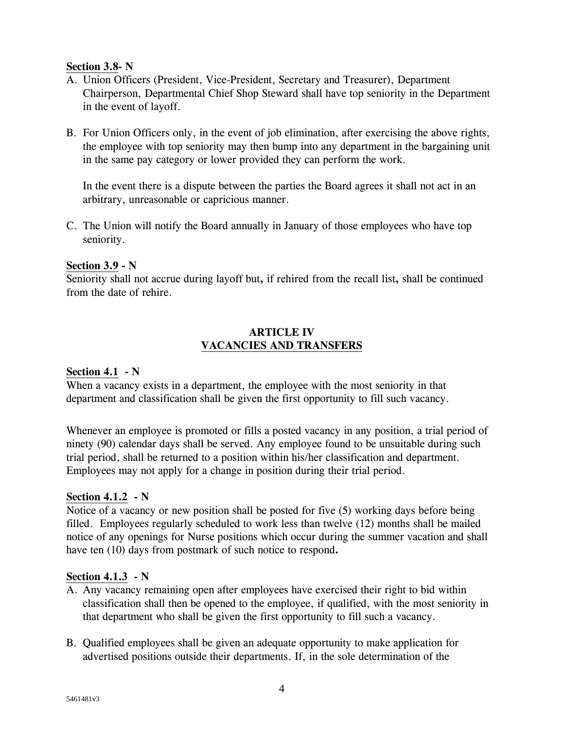**Section 3.8- N**

A. Union Officers (President, Vice-President, Secretary and Treasurer), Department Chairperson, Departmental Chief Shop Steward shall have top seniority in the Department in the event of layoff.

B. For Union Officers only, in the event of job elimination, after exercising the above rights, the employee with top seniority may then bump into any department in the bargaining unit in the same pay category or lower provided they can perform the work.

   In the event there is a dispute between the parties the Board agrees it shall not act in an arbitrary, unreasonable or capricious manner.

C. The Union will notify the Board annually in January of those employees who have top seniority.

**Section 3.9 - N**

Seniority shall not accrue during layoff but**,** if rehired from the recall list**,** shall be continued from the date of rehire.

## ARTICLE IV
## VACANCIES AND TRANSFERS

**Section 4.1 - N**

When a vacancy exists in a department, the employee with the most seniority in that department and classification shall be given the first opportunity to fill such vacancy.

Whenever an employee is promoted or fills a posted vacancy in any position, a trial period of ninety (90) calendar days shall be served. Any employee found to be unsuitable during such trial period, shall be returned to a position within his/her classification and department. Employees may not apply for a change in position during their trial period.

**Section 4.1.2 - N**

Notice of a vacancy or new position shall be posted for five (5) working days before being filled. Employees regularly scheduled to work less than twelve (12) months shall be mailed notice of any openings for Nurse positions which occur during the summer vacation and shall have ten (10) days from postmark of such notice to respond**.**

**Section 4.1.3 - N**

A. Any vacancy remaining open after employees have exercised their right to bid within classification shall then be opened to the employee, if qualified, with the most seniority in that department who shall be given the first opportunity to fill such a vacancy.

B. Qualified employees shall be given an adequate opportunity to make application for advertised positions outside their departments. If, in the sole determination of the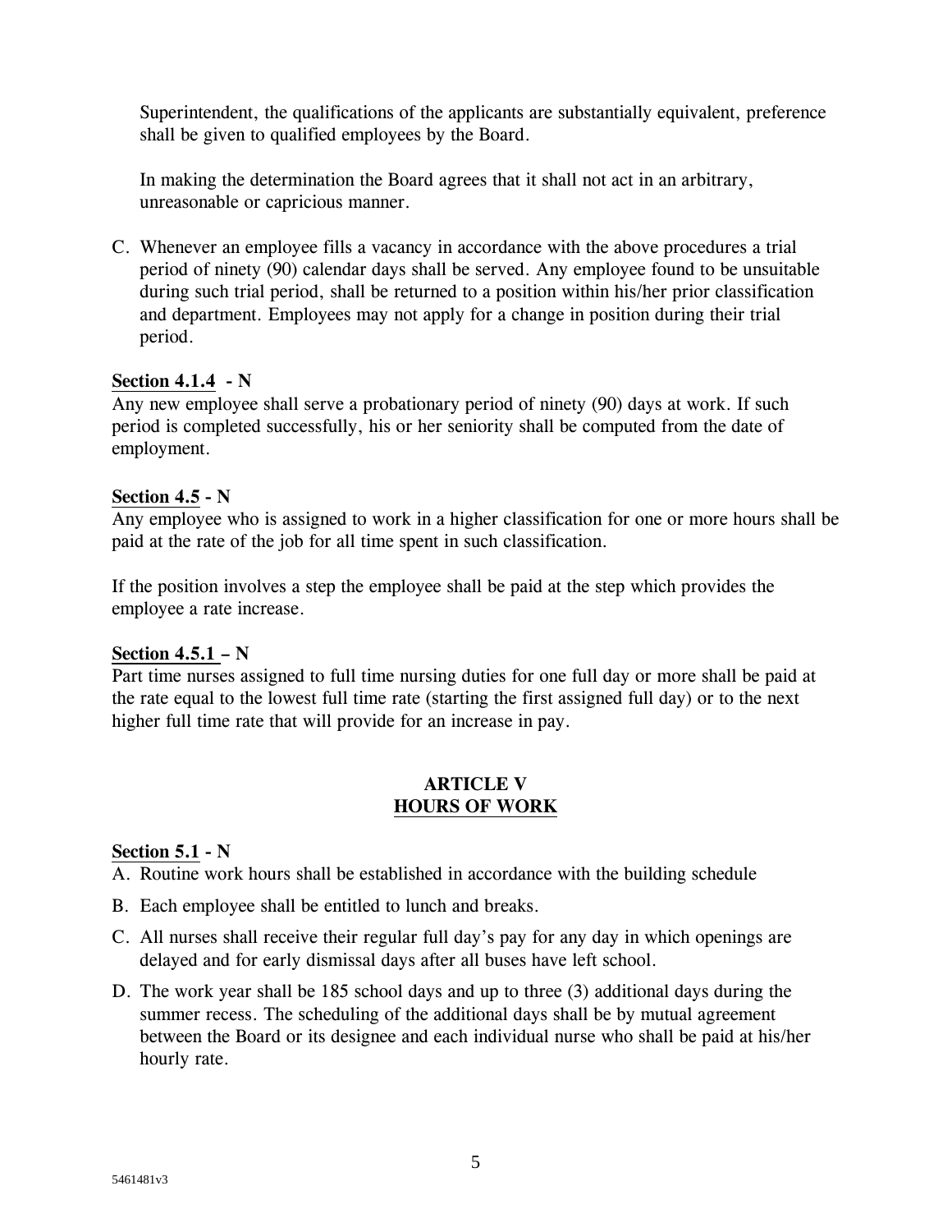Superintendent, the qualifications of the applicants are substantially equivalent, preference shall be given to qualified employees by the Board.

In making the determination the Board agrees that it shall not act in an arbitrary, unreasonable or capricious manner.

C. Whenever an employee fills a vacancy in accordance with the above procedures a trial period of ninety (90) calendar days shall be served. Any employee found to be unsuitable during such trial period, shall be returned to a position within his/her prior classification and department. Employees may not apply for a change in position during their trial period.

**Section 4.1.4 - N**

Any new employee shall serve a probationary period of ninety (90) days at work. If such period is completed successfully, his or her seniority shall be computed from the date of employment.

**Section 4.5 - N**

Any employee who is assigned to work in a higher classification for one or more hours shall be paid at the rate of the job for all time spent in such classification.

If the position involves a step the employee shall be paid at the step which provides the employee a rate increase.

**Section 4.5.1 – N**

Part time nurses assigned to full time nursing duties for one full day or more shall be paid at the rate equal to the lowest full time rate (starting the first assigned full day) or to the next higher full time rate that will provide for an increase in pay.

## ARTICLE V
## HOURS OF WORK

**Section 5.1 - N**

A. Routine work hours shall be established in accordance with the building schedule

B. Each employee shall be entitled to lunch and breaks.

C. All nurses shall receive their regular full day's pay for any day in which openings are delayed and for early dismissal days after all buses have left school.

D. The work year shall be 185 school days and up to three (3) additional days during the summer recess. The scheduling of the additional days shall be by mutual agreement between the Board or its designee and each individual nurse who shall be paid at his/her hourly rate.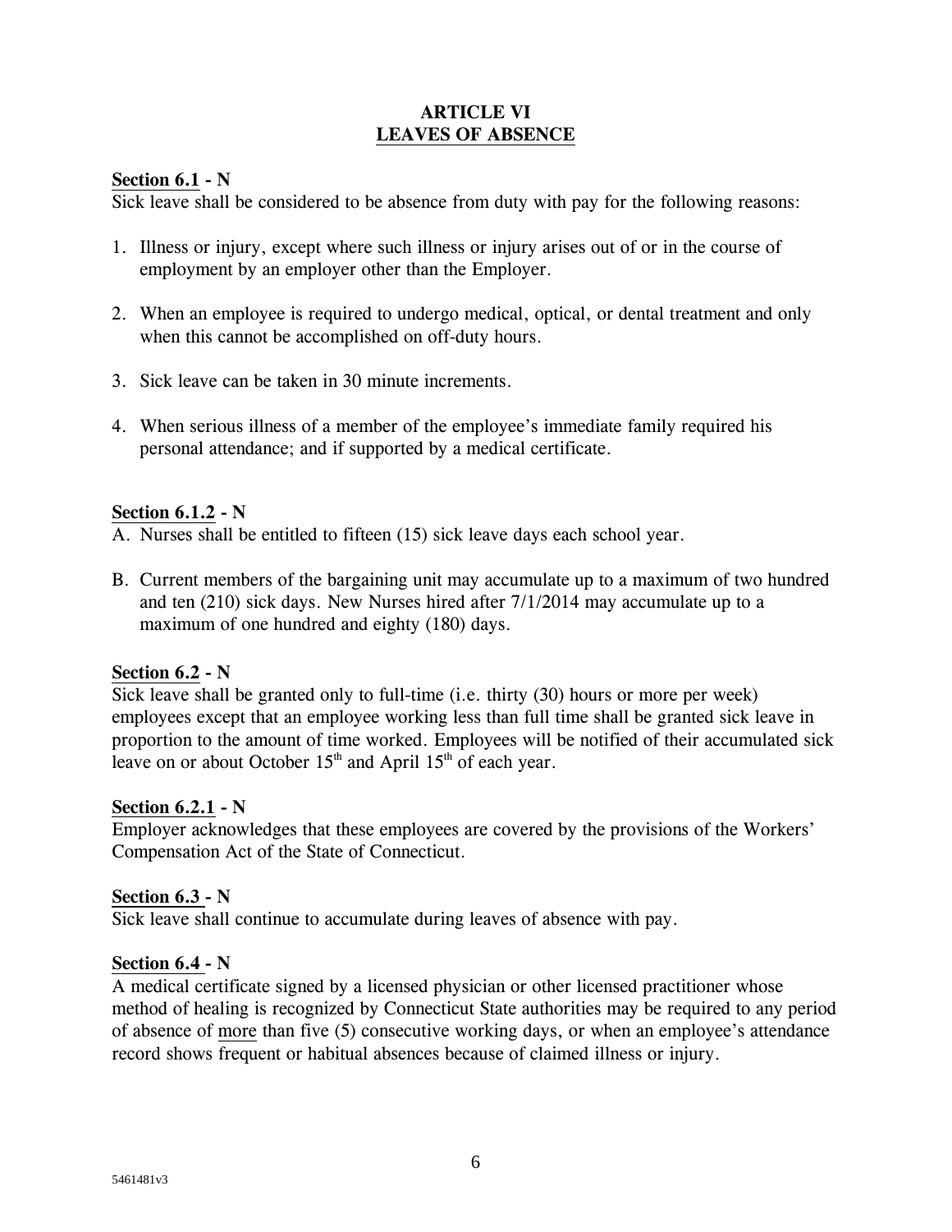## ARTICLE VI
## LEAVES OF ABSENCE

**Section 6.1 - N**
Sick leave shall be considered to be absence from duty with pay for the following reasons:

1. Illness or injury, except where such illness or injury arises out of or in the course of employment by an employer other than the Employer.

2. When an employee is required to undergo medical, optical, or dental treatment and only when this cannot be accomplished on off-duty hours.

3. Sick leave can be taken in 30 minute increments.

4. When serious illness of a member of the employee's immediate family required his personal attendance; and if supported by a medical certificate.

**Section 6.1.2 - N**

A. Nurses shall be entitled to fifteen (15) sick leave days each school year.

B. Current members of the bargaining unit may accumulate up to a maximum of two hundred and ten (210) sick days. New Nurses hired after 7/1/2014 may accumulate up to a maximum of one hundred and eighty (180) days.

**Section 6.2 - N**
Sick leave shall be granted only to full-time (i.e. thirty (30) hours or more per week) employees except that an employee working less than full time shall be granted sick leave in proportion to the amount of time worked. Employees will be notified of their accumulated sick leave on or about October 15th and April 15th of each year.

**Section 6.2.1 - N**
Employer acknowledges that these employees are covered by the provisions of the Workers' Compensation Act of the State of Connecticut.

**Section 6.3 - N**
Sick leave shall continue to accumulate during leaves of absence with pay.

**Section 6.4 - N**
A medical certificate signed by a licensed physician or other licensed practitioner whose method of healing is recognized by Connecticut State authorities may be required to any period of absence of more than five (5) consecutive working days, or when an employee's attendance record shows frequent or habitual absences because of claimed illness or injury.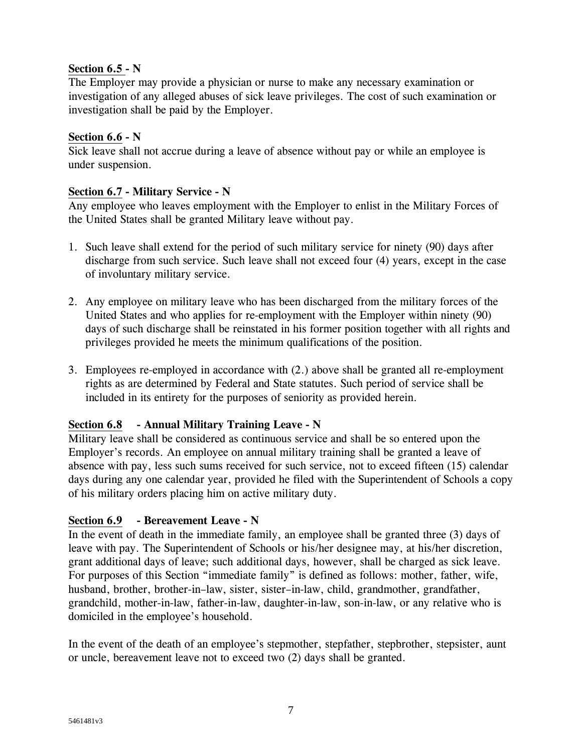**Section 6.5 - N**

The Employer may provide a physician or nurse to make any necessary examination or investigation of any alleged abuses of sick leave privileges. The cost of such examination or investigation shall be paid by the Employer.

**Section 6.6 - N**

Sick leave shall not accrue during a leave of absence without pay or while an employee is under suspension.

**Section 6.7 - Military Service - N**

Any employee who leaves employment with the Employer to enlist in the Military Forces of the United States shall be granted Military leave without pay.

1. Such leave shall extend for the period of such military service for ninety (90) days after discharge from such service. Such leave shall not exceed four (4) years, except in the case of involuntary military service.

2. Any employee on military leave who has been discharged from the military forces of the United States and who applies for re-employment with the Employer within ninety (90) days of such discharge shall be reinstated in his former position together with all rights and privileges provided he meets the minimum qualifications of the position.

3. Employees re-employed in accordance with (2.) above shall be granted all re-employment rights as are determined by Federal and State statutes. Such period of service shall be included in its entirety for the purposes of seniority as provided herein.

**Section 6.8 - Annual Military Training Leave - N**

Military leave shall be considered as continuous service and shall be so entered upon the Employer's records. An employee on annual military training shall be granted a leave of absence with pay, less such sums received for such service, not to exceed fifteen (15) calendar days during any one calendar year, provided he filed with the Superintendent of Schools a copy of his military orders placing him on active military duty.

**Section 6.9 - Bereavement Leave - N**

In the event of death in the immediate family, an employee shall be granted three (3) days of leave with pay. The Superintendent of Schools or his/her designee may, at his/her discretion, grant additional days of leave; such additional days, however, shall be charged as sick leave. For purposes of this Section "immediate family" is defined as follows: mother, father, wife, husband, brother, brother-in–law, sister, sister–in-law, child, grandmother, grandfather, grandchild, mother-in-law, father-in-law, daughter-in-law, son-in-law, or any relative who is domiciled in the employee's household.

In the event of the death of an employee's stepmother, stepfather, stepbrother, stepsister, aunt or uncle, bereavement leave not to exceed two (2) days shall be granted.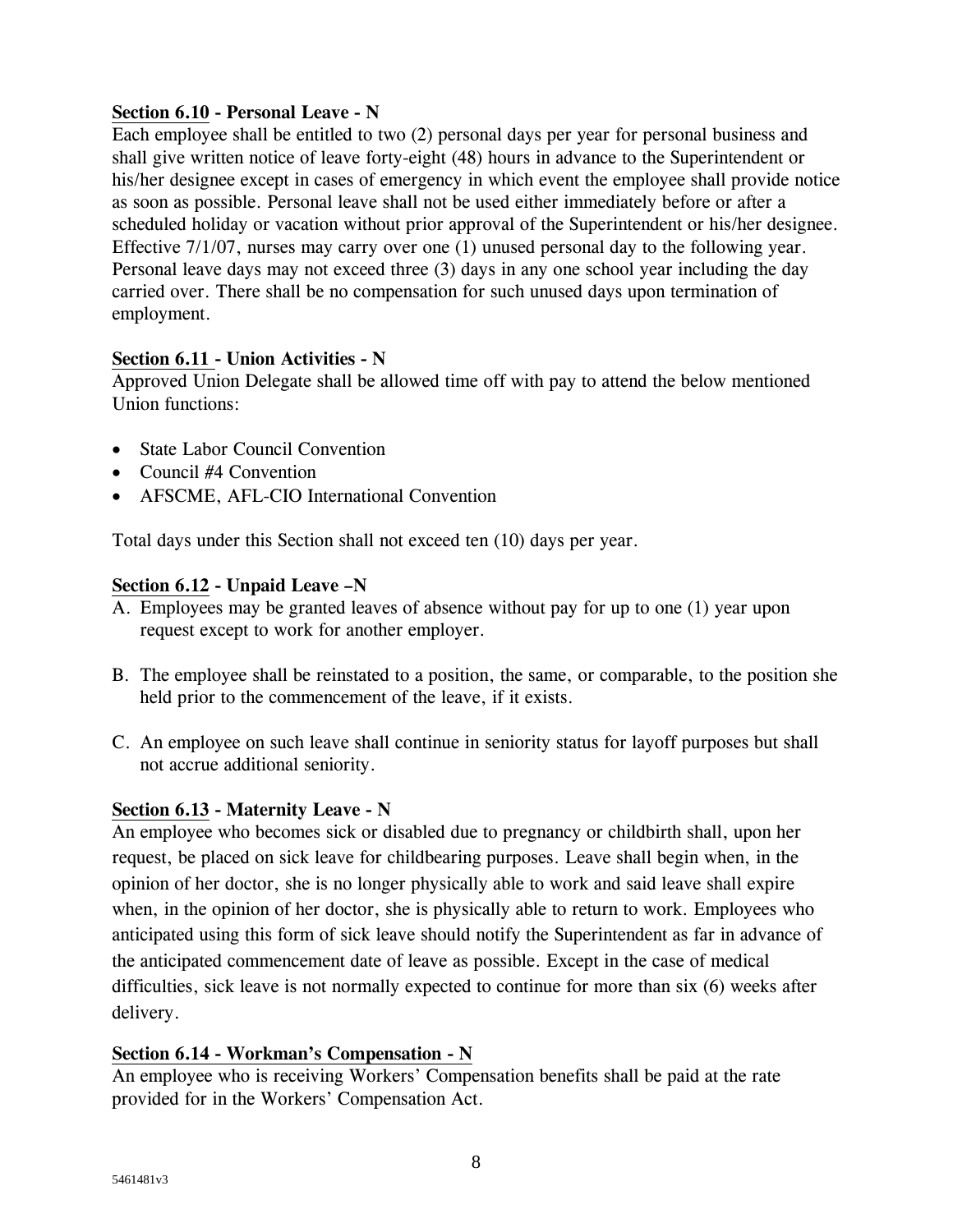**Section 6.10 - Personal Leave - N**

Each employee shall be entitled to two (2) personal days per year for personal business and shall give written notice of leave forty-eight (48) hours in advance to the Superintendent or his/her designee except in cases of emergency in which event the employee shall provide notice as soon as possible. Personal leave shall not be used either immediately before or after a scheduled holiday or vacation without prior approval of the Superintendent or his/her designee. Effective 7/1/07, nurses may carry over one (1) unused personal day to the following year. Personal leave days may not exceed three (3) days in any one school year including the day carried over. There shall be no compensation for such unused days upon termination of employment.

**Section 6.11 - Union Activities - N**

Approved Union Delegate shall be allowed time off with pay to attend the below mentioned Union functions:

- State Labor Council Convention
- Council #4 Convention
- AFSCME, AFL-CIO International Convention

Total days under this Section shall not exceed ten (10) days per year.

**Section 6.12 - Unpaid Leave –N**

A. Employees may be granted leaves of absence without pay for up to one (1) year upon request except to work for another employer.

B. The employee shall be reinstated to a position, the same, or comparable, to the position she held prior to the commencement of the leave, if it exists.

C. An employee on such leave shall continue in seniority status for layoff purposes but shall not accrue additional seniority.

**Section 6.13 - Maternity Leave - N**

An employee who becomes sick or disabled due to pregnancy or childbirth shall, upon her request, be placed on sick leave for childbearing purposes. Leave shall begin when, in the opinion of her doctor, she is no longer physically able to work and said leave shall expire when, in the opinion of her doctor, she is physically able to return to work. Employees who anticipated using this form of sick leave should notify the Superintendent as far in advance of the anticipated commencement date of leave as possible. Except in the case of medical difficulties, sick leave is not normally expected to continue for more than six (6) weeks after delivery.

**Section 6.14 - Workman's Compensation - N**

An employee who is receiving Workers' Compensation benefits shall be paid at the rate provided for in the Workers' Compensation Act.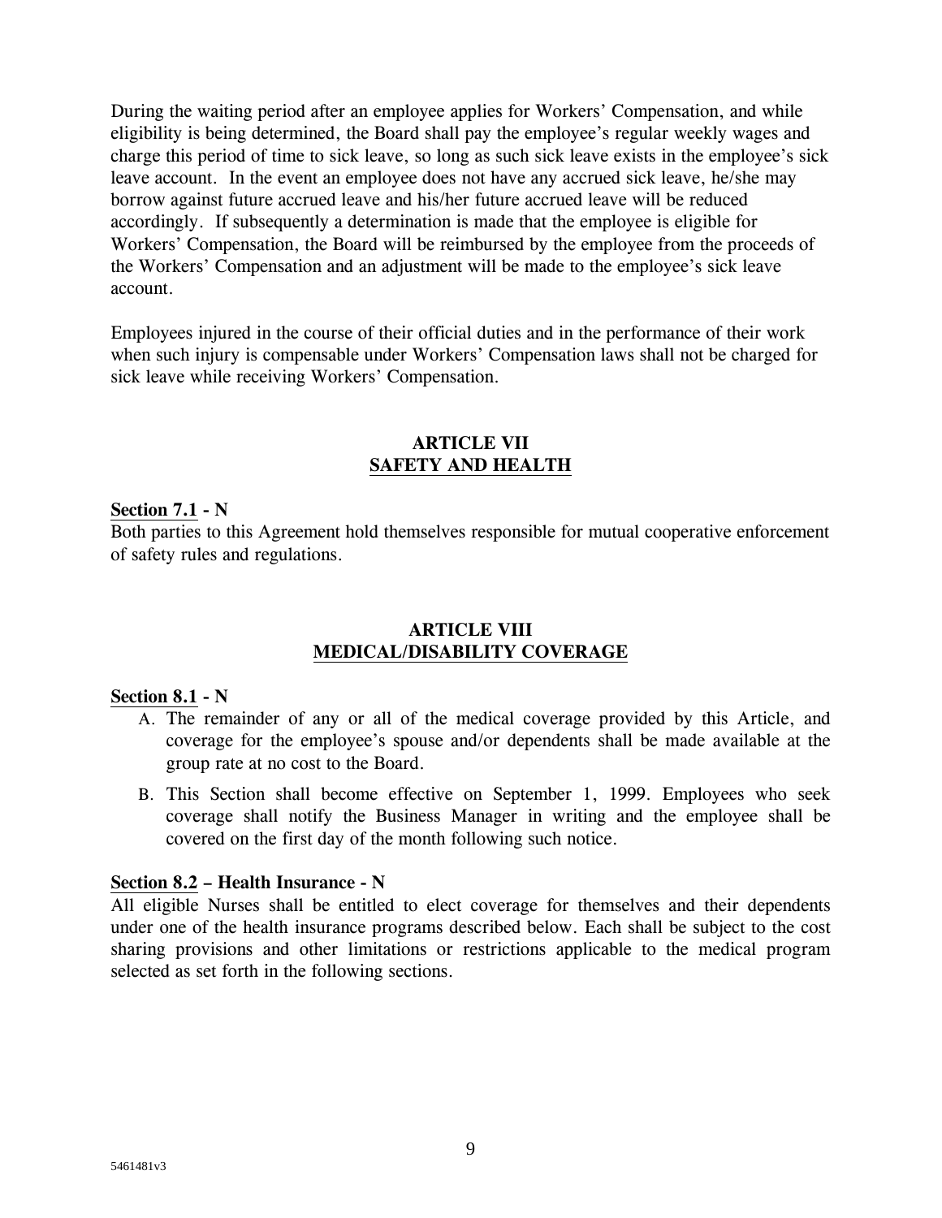During the waiting period after an employee applies for Workers' Compensation, and while eligibility is being determined, the Board shall pay the employee's regular weekly wages and charge this period of time to sick leave, so long as such sick leave exists in the employee's sick leave account. In the event an employee does not have any accrued sick leave, he/she may borrow against future accrued leave and his/her future accrued leave will be reduced accordingly. If subsequently a determination is made that the employee is eligible for Workers' Compensation, the Board will be reimbursed by the employee from the proceeds of the Workers' Compensation and an adjustment will be made to the employee's sick leave account.

Employees injured in the course of their official duties and in the performance of their work when such injury is compensable under Workers' Compensation laws shall not be charged for sick leave while receiving Workers' Compensation.

## ARTICLE VII
## SAFETY AND HEALTH

**Section 7.1 - N**

Both parties to this Agreement hold themselves responsible for mutual cooperative enforcement of safety rules and regulations.

## ARTICLE VIII
## MEDICAL/DISABILITY COVERAGE

**Section 8.1 - N**

A. The remainder of any or all of the medical coverage provided by this Article, and coverage for the employee's spouse and/or dependents shall be made available at the group rate at no cost to the Board.

B. This Section shall become effective on September 1, 1999. Employees who seek coverage shall notify the Business Manager in writing and the employee shall be covered on the first day of the month following such notice.

**Section 8.2 – Health Insurance - N**

All eligible Nurses shall be entitled to elect coverage for themselves and their dependents under one of the health insurance programs described below. Each shall be subject to the cost sharing provisions and other limitations or restrictions applicable to the medical program selected as set forth in the following sections.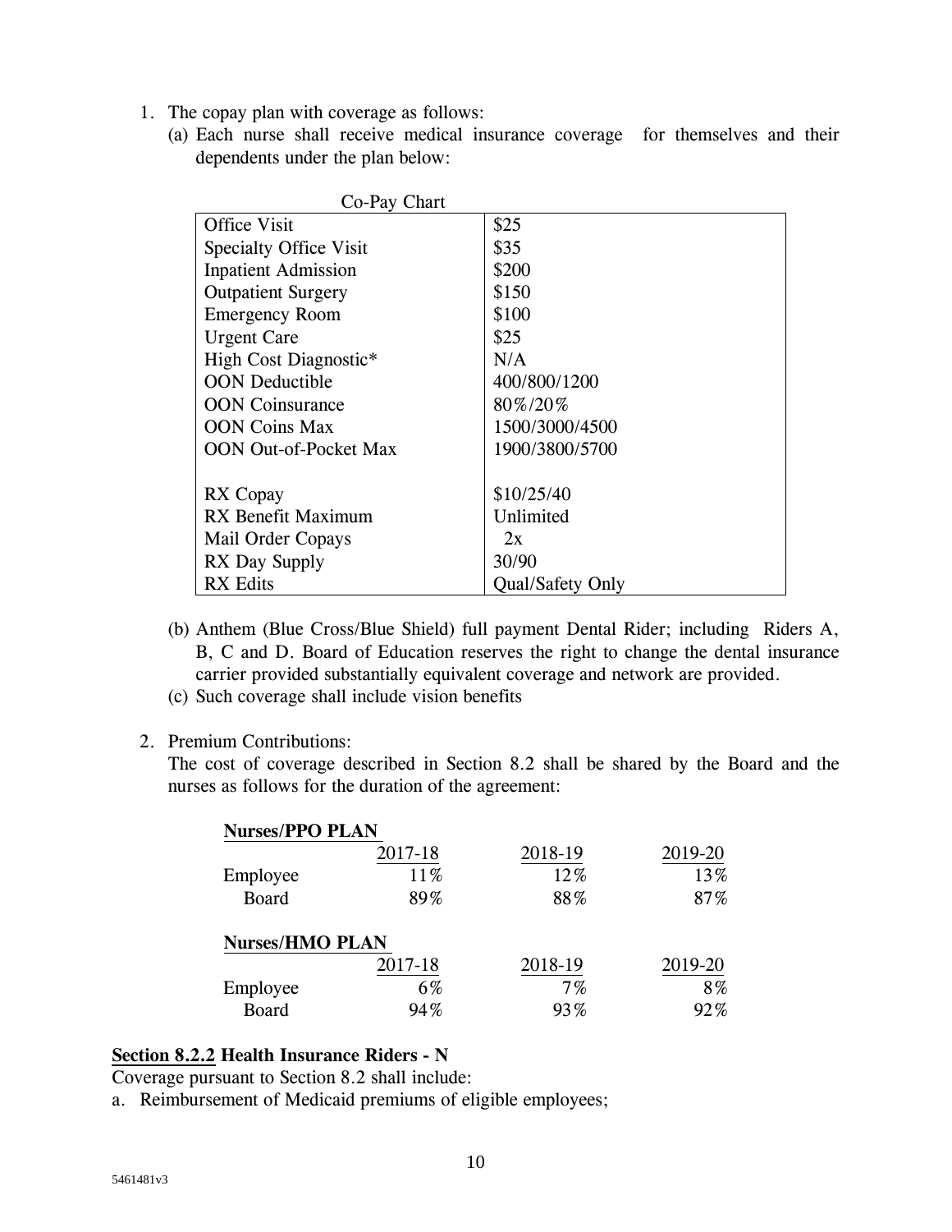1. The copay plan with coverage as follows:
   (a) Each nurse shall receive medical insurance coverage for themselves and their dependents under the plan below:

Co-Pay Chart

| | |
|---|---|
| Office Visit | $25 |
| Specialty Office Visit | $35 |
| Inpatient Admission | $200 |
| Outpatient Surgery | $150 |
| Emergency Room | $100 |
| Urgent Care | $25 |
| High Cost Diagnostic* | N/A |
| OON Deductible | 400/800/1200 |
| OON Coinsurance | 80%/20% |
| OON Coins Max | 1500/3000/4500 |
| OON Out-of-Pocket Max | 1900/3800/5700 |
| | |
| RX Copay | $10/25/40 |
| RX Benefit Maximum | Unlimited |
| Mail Order Copays | 2x |
| RX Day Supply | 30/90 |
| RX Edits | Qual/Safety Only |

   (b) Anthem (Blue Cross/Blue Shield) full payment Dental Rider; including Riders A, B, C and D. Board of Education reserves the right to change the dental insurance carrier provided substantially equivalent coverage and network are provided.
   (c) Such coverage shall include vision benefits

2. Premium Contributions:
   The cost of coverage described in Section 8.2 shall be shared by the Board and the nurses as follows for the duration of the agreement:

**Nurses/PPO PLAN**

| | 2017-18 | 2018-19 | 2019-20 |
|---|---|---|---|
| Employee | 11% | 12% | 13% |
| Board | 89% | 88% | 87% |

**Nurses/HMO PLAN**

| | 2017-18 | 2018-19 | 2019-20 |
|---|---|---|---|
| Employee | 6% | 7% | 8% |
| Board | 94% | 93% | 92% |

**Section 8.2.2 Health Insurance Riders - N**

Coverage pursuant to Section 8.2 shall include:

a. Reimbursement of Medicaid premiums of eligible employees;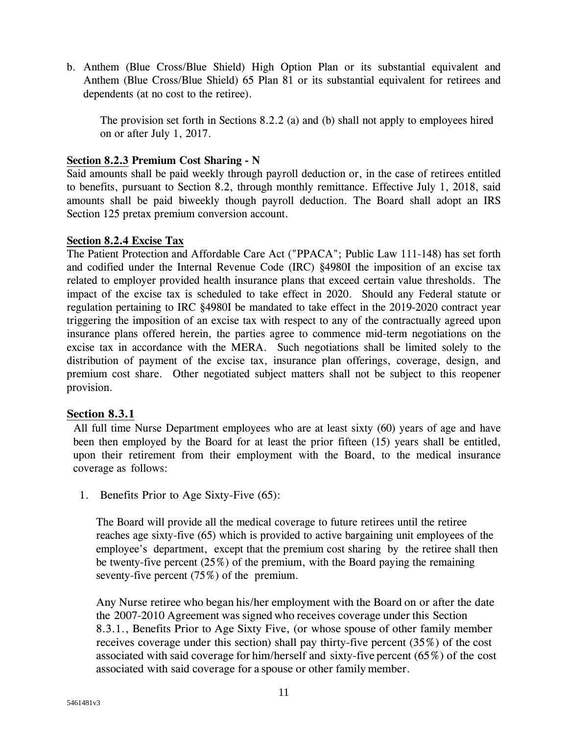b. Anthem (Blue Cross/Blue Shield) High Option Plan or its substantial equivalent and Anthem (Blue Cross/Blue Shield) 65 Plan 81 or its substantial equivalent for retirees and dependents (at no cost to the retiree).

The provision set forth in Sections 8.2.2 (a) and (b) shall not apply to employees hired on or after July 1, 2017.

**Section 8.2.3 Premium Cost Sharing - N**

Said amounts shall be paid weekly through payroll deduction or, in the case of retirees entitled to benefits, pursuant to Section 8.2, through monthly remittance. Effective July 1, 2018, said amounts shall be paid biweekly though payroll deduction. The Board shall adopt an IRS Section 125 pretax premium conversion account.

**Section 8.2.4 Excise Tax**

The Patient Protection and Affordable Care Act ("PPACA"; Public Law 111-148) has set forth and codified under the Internal Revenue Code (IRC) §4980I the imposition of an excise tax related to employer provided health insurance plans that exceed certain value thresholds. The impact of the excise tax is scheduled to take effect in 2020. Should any Federal statute or regulation pertaining to IRC §4980I be mandated to take effect in the 2019-2020 contract year triggering the imposition of an excise tax with respect to any of the contractually agreed upon insurance plans offered herein, the parties agree to commence mid-term negotiations on the excise tax in accordance with the MERA. Such negotiations shall be limited solely to the distribution of payment of the excise tax, insurance plan offerings, coverage, design, and premium cost share. Other negotiated subject matters shall not be subject to this reopener provision.

**Section 8.3.1**

All full time Nurse Department employees who are at least sixty (60) years of age and have been then employed by the Board for at least the prior fifteen (15) years shall be entitled, upon their retirement from their employment with the Board, to the medical insurance coverage as follows:

1. Benefits Prior to Age Sixty-Five (65):

   The Board will provide all the medical coverage to future retirees until the retiree reaches age sixty-five (65) which is provided to active bargaining unit employees of the employee's department, except that the premium cost sharing by the retiree shall then be twenty-five percent (25%) of the premium, with the Board paying the remaining seventy-five percent (75%) of the premium.

   Any Nurse retiree who began his/her employment with the Board on or after the date the 2007-2010 Agreement was signed who receives coverage under this Section 8.3.1., Benefits Prior to Age Sixty Five, (or whose spouse of other family member receives coverage under this section) shall pay thirty-five percent (35%) of the cost associated with said coverage for him/herself and sixty-five percent (65%) of the cost associated with said coverage for a spouse or other family member.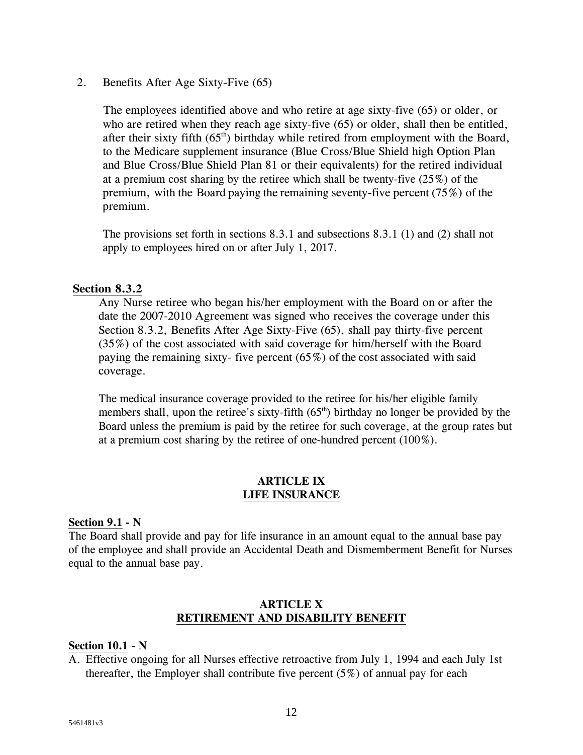2. Benefits After Age Sixty-Five (65)

   The employees identified above and who retire at age sixty-five (65) or older, or who are retired when they reach age sixty-five (65) or older, shall then be entitled, after their sixty fifth (65th) birthday while retired from employment with the Board, to the Medicare supplement insurance (Blue Cross/Blue Shield high Option Plan and Blue Cross/Blue Shield Plan 81 or their equivalents) for the retired individual at a premium cost sharing by the retiree which shall be twenty-five (25%) of the premium, with the Board paying the remaining seventy-five percent (75%) of the premium.

   The provisions set forth in sections 8.3.1 and subsections 8.3.1 (1) and (2) shall not apply to employees hired on or after July 1, 2017.

**Section 8.3.2**

Any Nurse retiree who began his/her employment with the Board on or after the date the 2007-2010 Agreement was signed who receives the coverage under this Section 8.3.2, Benefits After Age Sixty-Five (65), shall pay thirty-five percent (35%) of the cost associated with said coverage for him/herself with the Board paying the remaining sixty- five percent (65%) of the cost associated with said coverage.

The medical insurance coverage provided to the retiree for his/her eligible family members shall, upon the retiree's sixty-fifth (65th) birthday no longer be provided by the Board unless the premium is paid by the retiree for such coverage, at the group rates but at a premium cost sharing by the retiree of one-hundred percent (100%).

## ARTICLE IX
## LIFE INSURANCE

**Section 9.1 - N**

The Board shall provide and pay for life insurance in an amount equal to the annual base pay of the employee and shall provide an Accidental Death and Dismemberment Benefit for Nurses equal to the annual base pay.

## ARTICLE X
## RETIREMENT AND DISABILITY BENEFIT

**Section 10.1 - N**

A. Effective ongoing for all Nurses effective retroactive from July 1, 1994 and each July 1st thereafter, the Employer shall contribute five percent (5%) of annual pay for each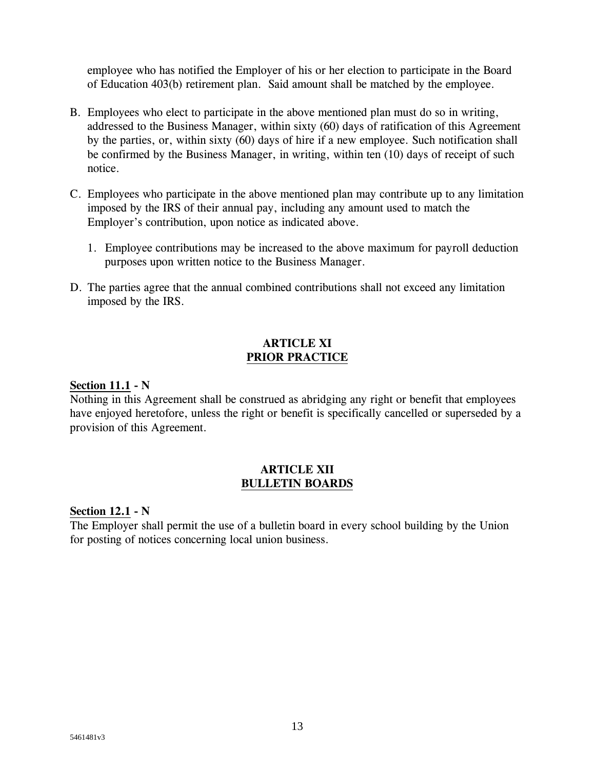employee who has notified the Employer of his or her election to participate in the Board of Education 403(b) retirement plan. Said amount shall be matched by the employee.

B. Employees who elect to participate in the above mentioned plan must do so in writing, addressed to the Business Manager, within sixty (60) days of ratification of this Agreement by the parties, or, within sixty (60) days of hire if a new employee. Such notification shall be confirmed by the Business Manager, in writing, within ten (10) days of receipt of such notice.

C. Employees who participate in the above mentioned plan may contribute up to any limitation imposed by the IRS of their annual pay, including any amount used to match the Employer's contribution, upon notice as indicated above.

   1. Employee contributions may be increased to the above maximum for payroll deduction purposes upon written notice to the Business Manager.

D. The parties agree that the annual combined contributions shall not exceed any limitation imposed by the IRS.

## ARTICLE XI
## PRIOR PRACTICE

**Section 11.1 - N**

Nothing in this Agreement shall be construed as abridging any right or benefit that employees have enjoyed heretofore, unless the right or benefit is specifically cancelled or superseded by a provision of this Agreement.

## ARTICLE XII
## BULLETIN BOARDS

**Section 12.1 - N**

The Employer shall permit the use of a bulletin board in every school building by the Union for posting of notices concerning local union business.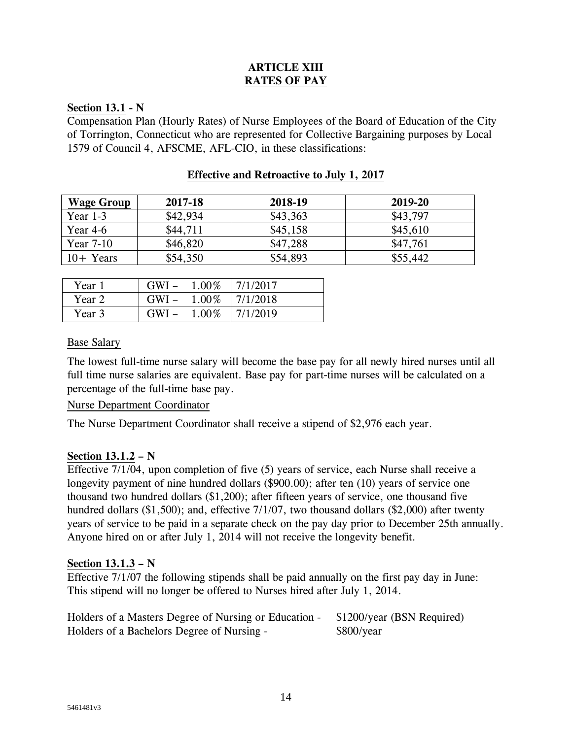# ARTICLE XIII
## RATES OF PAY

**Section 13.1 - N**
Compensation Plan (Hourly Rates) of Nurse Employees of the Board of Education of the City of Torrington, Connecticut who are represented for Collective Bargaining purposes by Local 1579 of Council 4, AFSCME, AFL-CIO, in these classifications:

**Effective and Retroactive to July 1, 2017**

| Wage Group | 2017-18 | 2018-19 | 2019-20 |
|---|---|---|---|
| Year 1-3 | $42,934 | $43,363 | $43,797 |
| Year 4-6 | $44,711 | $45,158 | $45,610 |
| Year 7-10 | $46,820 | $47,288 | $47,761 |
| 10+ Years | $54,350 | $54,893 | $55,442 |

| | | |
|---|---|---|
| Year 1 | GWI – 1.00% | 7/1/2017 |
| Year 2 | GWI – 1.00% | 7/1/2018 |
| Year 3 | GWI – 1.00% | 7/1/2019 |

Base Salary

The lowest full-time nurse salary will become the base pay for all newly hired nurses until all full time nurse salaries are equivalent. Base pay for part-time nurses will be calculated on a percentage of the full-time base pay.

Nurse Department Coordinator

The Nurse Department Coordinator shall receive a stipend of $2,976 each year.

**Section 13.1.2 – N**
Effective 7/1/04, upon completion of five (5) years of service, each Nurse shall receive a longevity payment of nine hundred dollars ($900.00); after ten (10) years of service one thousand two hundred dollars ($1,200); after fifteen years of service, one thousand five hundred dollars ($1,500); and, effective 7/1/07, two thousand dollars ($2,000) after twenty years of service to be paid in a separate check on the pay day prior to December 25th annually. Anyone hired on or after July 1, 2014 will not receive the longevity benefit.

**Section 13.1.3 – N**
Effective 7/1/07 the following stipends shall be paid annually on the first pay day in June: This stipend will no longer be offered to Nurses hired after July 1, 2014.

Holders of a Masters Degree of Nursing or Education - $1200/year (BSN Required)
Holders of a Bachelors Degree of Nursing - $800/year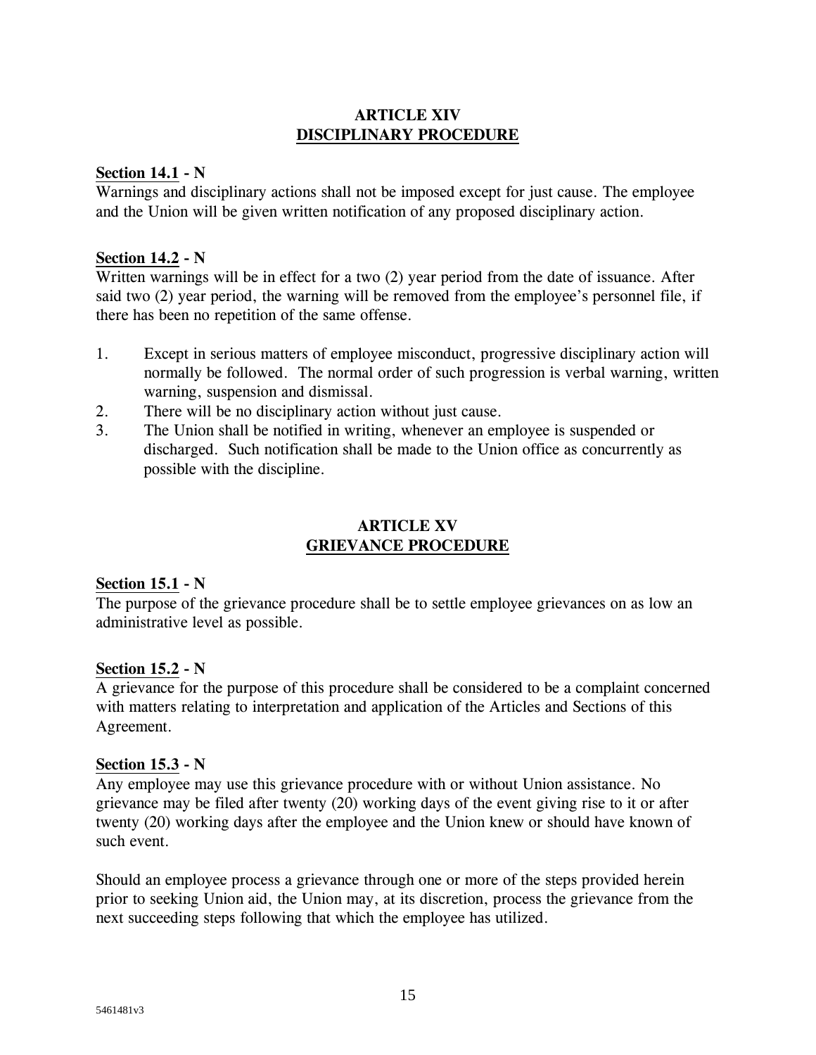## ARTICLE XIV
## DISCIPLINARY PROCEDURE

**Section 14.1 - N**
Warnings and disciplinary actions shall not be imposed except for just cause. The employee and the Union will be given written notification of any proposed disciplinary action.

**Section 14.2 - N**
Written warnings will be in effect for a two (2) year period from the date of issuance. After said two (2) year period, the warning will be removed from the employee's personnel file, if there has been no repetition of the same offense.

1. Except in serious matters of employee misconduct, progressive disciplinary action will normally be followed. The normal order of such progression is verbal warning, written warning, suspension and dismissal.
2. There will be no disciplinary action without just cause.
3. The Union shall be notified in writing, whenever an employee is suspended or discharged. Such notification shall be made to the Union office as concurrently as possible with the discipline.

## ARTICLE XV
## GRIEVANCE PROCEDURE

**Section 15.1 - N**
The purpose of the grievance procedure shall be to settle employee grievances on as low an administrative level as possible.

**Section 15.2 - N**
A grievance for the purpose of this procedure shall be considered to be a complaint concerned with matters relating to interpretation and application of the Articles and Sections of this Agreement.

**Section 15.3 - N**
Any employee may use this grievance procedure with or without Union assistance. No grievance may be filed after twenty (20) working days of the event giving rise to it or after twenty (20) working days after the employee and the Union knew or should have known of such event.

Should an employee process a grievance through one or more of the steps provided herein prior to seeking Union aid, the Union may, at its discretion, process the grievance from the next succeeding steps following that which the employee has utilized.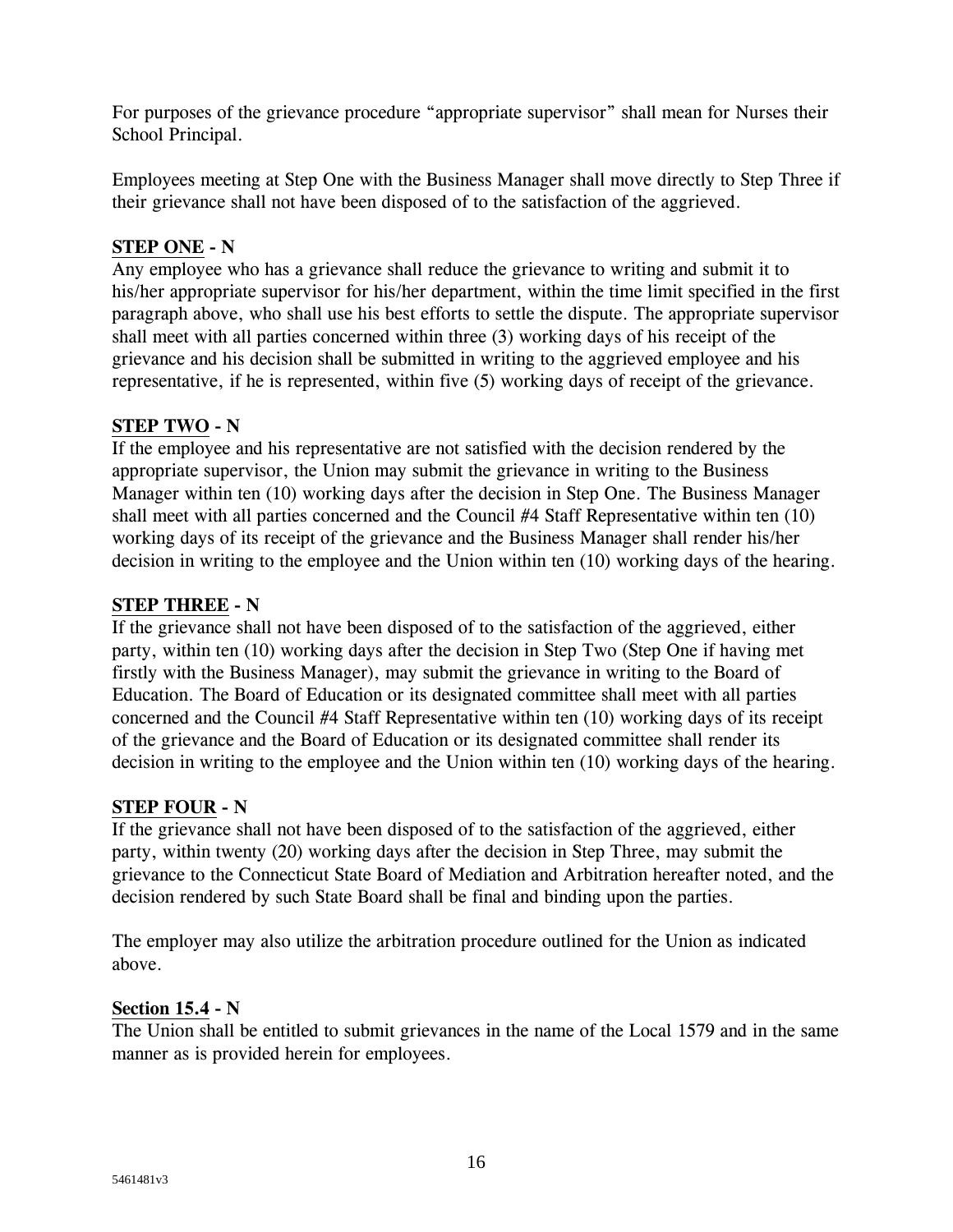For purposes of the grievance procedure "appropriate supervisor" shall mean for Nurses their School Principal.

Employees meeting at Step One with the Business Manager shall move directly to Step Three if their grievance shall not have been disposed of to the satisfaction of the aggrieved.

**STEP ONE - N**
Any employee who has a grievance shall reduce the grievance to writing and submit it to his/her appropriate supervisor for his/her department, within the time limit specified in the first paragraph above, who shall use his best efforts to settle the dispute. The appropriate supervisor shall meet with all parties concerned within three (3) working days of his receipt of the grievance and his decision shall be submitted in writing to the aggrieved employee and his representative, if he is represented, within five (5) working days of receipt of the grievance.

**STEP TWO - N**
If the employee and his representative are not satisfied with the decision rendered by the appropriate supervisor, the Union may submit the grievance in writing to the Business Manager within ten (10) working days after the decision in Step One. The Business Manager shall meet with all parties concerned and the Council #4 Staff Representative within ten (10) working days of its receipt of the grievance and the Business Manager shall render his/her decision in writing to the employee and the Union within ten (10) working days of the hearing.

**STEP THREE - N**
If the grievance shall not have been disposed of to the satisfaction of the aggrieved, either party, within ten (10) working days after the decision in Step Two (Step One if having met firstly with the Business Manager), may submit the grievance in writing to the Board of Education. The Board of Education or its designated committee shall meet with all parties concerned and the Council #4 Staff Representative within ten (10) working days of its receipt of the grievance and the Board of Education or its designated committee shall render its decision in writing to the employee and the Union within ten (10) working days of the hearing.

**STEP FOUR - N**
If the grievance shall not have been disposed of to the satisfaction of the aggrieved, either party, within twenty (20) working days after the decision in Step Three, may submit the grievance to the Connecticut State Board of Mediation and Arbitration hereafter noted, and the decision rendered by such State Board shall be final and binding upon the parties.

The employer may also utilize the arbitration procedure outlined for the Union as indicated above.

**Section 15.4 - N**
The Union shall be entitled to submit grievances in the name of the Local 1579 and in the same manner as is provided herein for employees.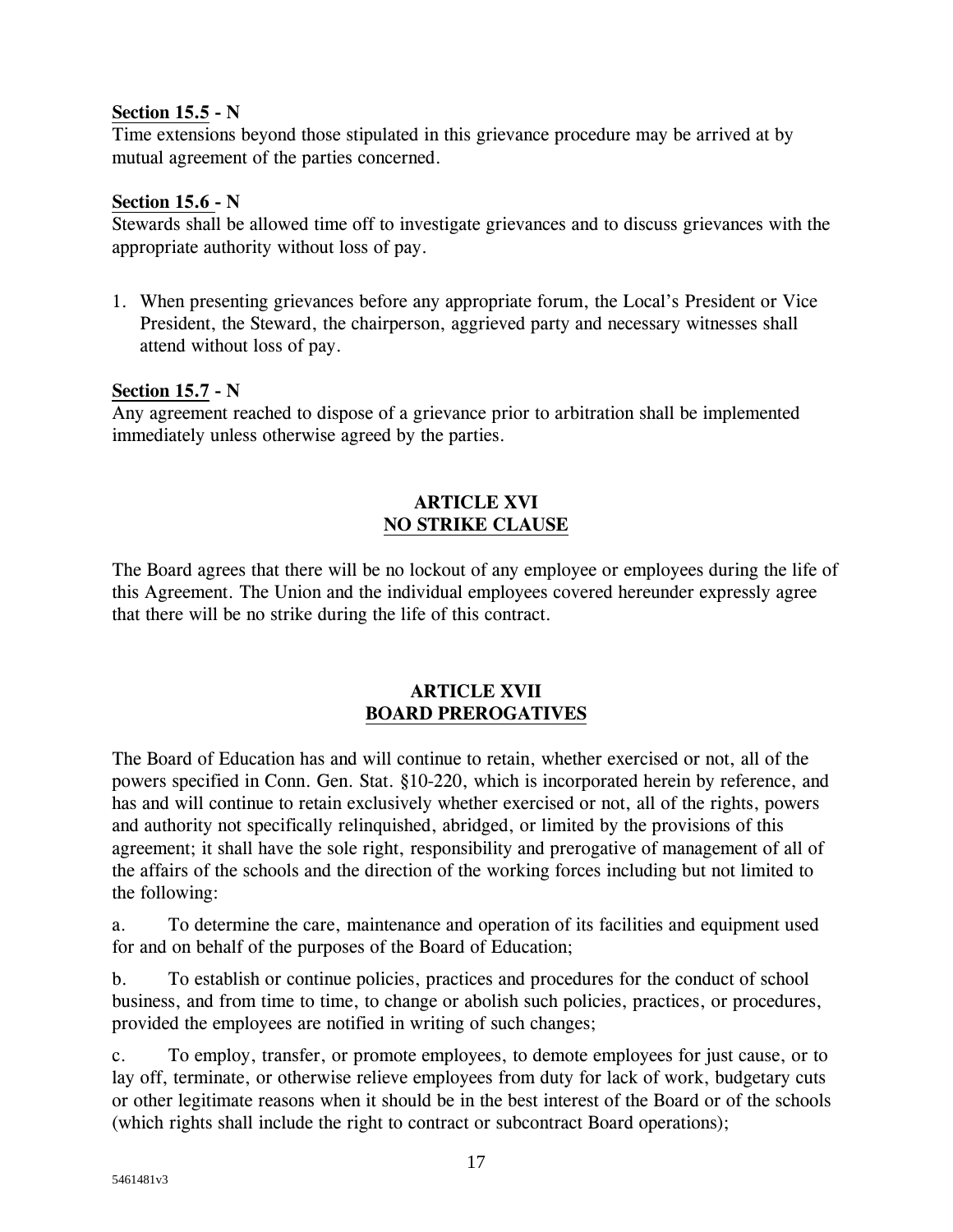**Section 15.5 - N**
Time extensions beyond those stipulated in this grievance procedure may be arrived at by mutual agreement of the parties concerned.

**Section 15.6 - N**
Stewards shall be allowed time off to investigate grievances and to discuss grievances with the appropriate authority without loss of pay.

1. When presenting grievances before any appropriate forum, the Local's President or Vice President, the Steward, the chairperson, aggrieved party and necessary witnesses shall attend without loss of pay.

**Section 15.7 - N**
Any agreement reached to dispose of a grievance prior to arbitration shall be implemented immediately unless otherwise agreed by the parties.

## ARTICLE XVI
## NO STRIKE CLAUSE

The Board agrees that there will be no lockout of any employee or employees during the life of this Agreement. The Union and the individual employees covered hereunder expressly agree that there will be no strike during the life of this contract.

## ARTICLE XVII
## BOARD PREROGATIVES

The Board of Education has and will continue to retain, whether exercised or not, all of the powers specified in Conn. Gen. Stat. §10-220, which is incorporated herein by reference, and has and will continue to retain exclusively whether exercised or not, all of the rights, powers and authority not specifically relinquished, abridged, or limited by the provisions of this agreement; it shall have the sole right, responsibility and prerogative of management of all of the affairs of the schools and the direction of the working forces including but not limited to the following:

a. To determine the care, maintenance and operation of its facilities and equipment used for and on behalf of the purposes of the Board of Education;

b. To establish or continue policies, practices and procedures for the conduct of school business, and from time to time, to change or abolish such policies, practices, or procedures, provided the employees are notified in writing of such changes;

c. To employ, transfer, or promote employees, to demote employees for just cause, or to lay off, terminate, or otherwise relieve employees from duty for lack of work, budgetary cuts or other legitimate reasons when it should be in the best interest of the Board or of the schools (which rights shall include the right to contract or subcontract Board operations);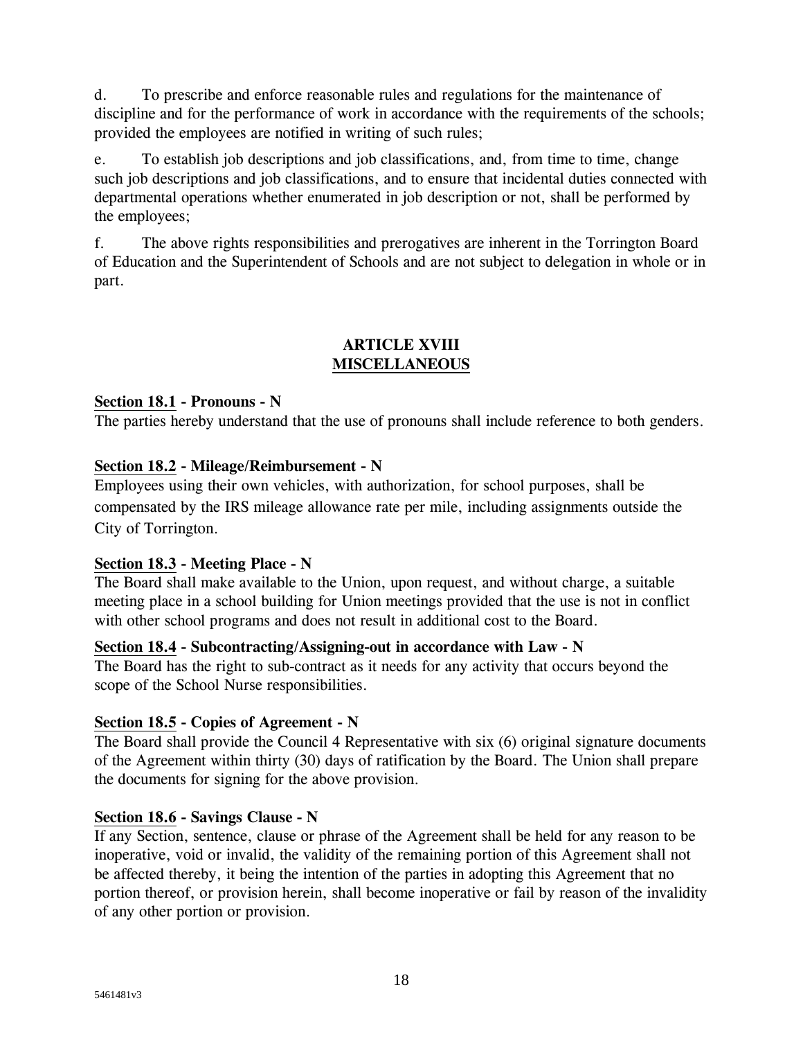d. To prescribe and enforce reasonable rules and regulations for the maintenance of discipline and for the performance of work in accordance with the requirements of the schools; provided the employees are notified in writing of such rules;

e. To establish job descriptions and job classifications, and, from time to time, change such job descriptions and job classifications, and to ensure that incidental duties connected with departmental operations whether enumerated in job description or not, shall be performed by the employees;

f. The above rights responsibilities and prerogatives are inherent in the Torrington Board of Education and the Superintendent of Schools and are not subject to delegation in whole or in part.

## ARTICLE XVIII
## MISCELLANEOUS

**Section 18.1 - Pronouns - N**
The parties hereby understand that the use of pronouns shall include reference to both genders.

**Section 18.2 - Mileage/Reimbursement - N**
Employees using their own vehicles, with authorization, for school purposes, shall be compensated by the IRS mileage allowance rate per mile, including assignments outside the City of Torrington.

**Section 18.3 - Meeting Place - N**
The Board shall make available to the Union, upon request, and without charge, a suitable meeting place in a school building for Union meetings provided that the use is not in conflict with other school programs and does not result in additional cost to the Board.

**Section 18.4 - Subcontracting/Assigning-out in accordance with Law - N**
The Board has the right to sub-contract as it needs for any activity that occurs beyond the scope of the School Nurse responsibilities.

**Section 18.5 - Copies of Agreement - N**
The Board shall provide the Council 4 Representative with six (6) original signature documents of the Agreement within thirty (30) days of ratification by the Board. The Union shall prepare the documents for signing for the above provision.

**Section 18.6 - Savings Clause - N**
If any Section, sentence, clause or phrase of the Agreement shall be held for any reason to be inoperative, void or invalid, the validity of the remaining portion of this Agreement shall not be affected thereby, it being the intention of the parties in adopting this Agreement that no portion thereof, or provision herein, shall become inoperative or fail by reason of the invalidity of any other portion or provision.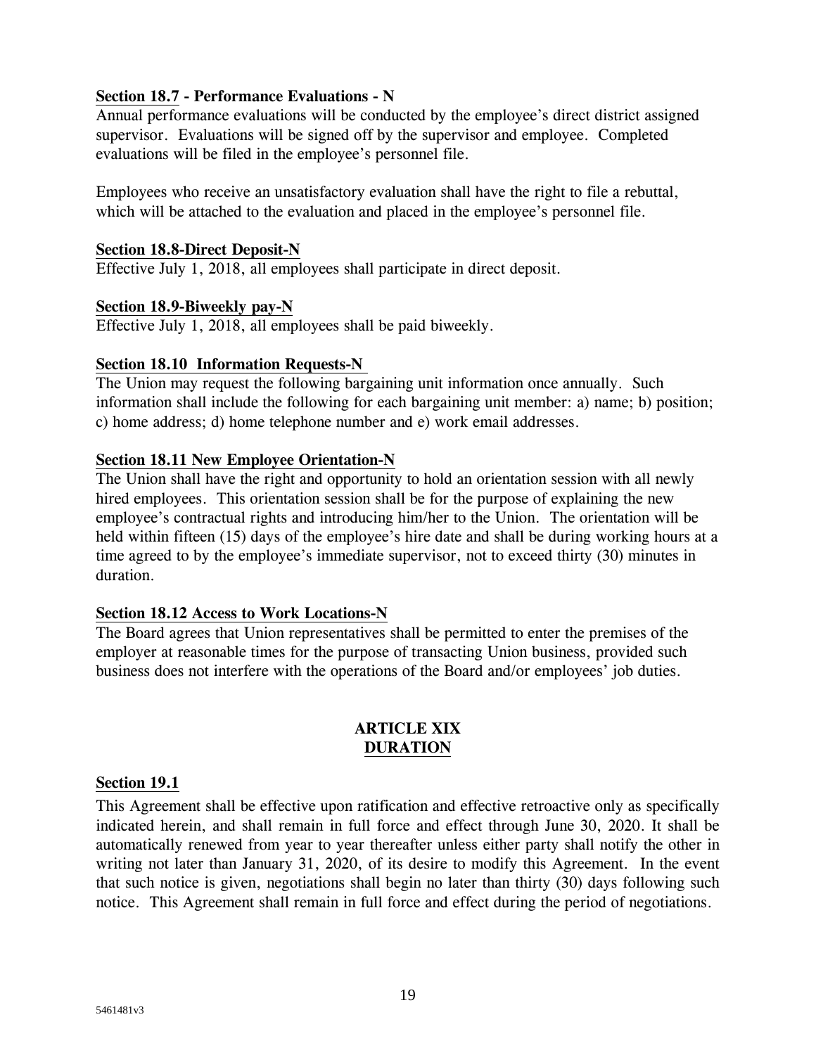**Section 18.7 - Performance Evaluations - N**

Annual performance evaluations will be conducted by the employee's direct district assigned supervisor. Evaluations will be signed off by the supervisor and employee. Completed evaluations will be filed in the employee's personnel file.

Employees who receive an unsatisfactory evaluation shall have the right to file a rebuttal, which will be attached to the evaluation and placed in the employee's personnel file.

**Section 18.8-Direct Deposit-N**

Effective July 1, 2018, all employees shall participate in direct deposit.

**Section 18.9-Biweekly pay-N**

Effective July 1, 2018, all employees shall be paid biweekly.

**Section 18.10 Information Requests-N**

The Union may request the following bargaining unit information once annually. Such information shall include the following for each bargaining unit member: a) name; b) position; c) home address; d) home telephone number and e) work email addresses.

**Section 18.11 New Employee Orientation-N**

The Union shall have the right and opportunity to hold an orientation session with all newly hired employees. This orientation session shall be for the purpose of explaining the new employee's contractual rights and introducing him/her to the Union. The orientation will be held within fifteen (15) days of the employee's hire date and shall be during working hours at a time agreed to by the employee's immediate supervisor, not to exceed thirty (30) minutes in duration.

**Section 18.12 Access to Work Locations-N**

The Board agrees that Union representatives shall be permitted to enter the premises of the employer at reasonable times for the purpose of transacting Union business, provided such business does not interfere with the operations of the Board and/or employees' job duties.

## ARTICLE XIX
## DURATION

**Section 19.1**

This Agreement shall be effective upon ratification and effective retroactive only as specifically indicated herein, and shall remain in full force and effect through June 30, 2020. It shall be automatically renewed from year to year thereafter unless either party shall notify the other in writing not later than January 31, 2020, of its desire to modify this Agreement. In the event that such notice is given, negotiations shall begin no later than thirty (30) days following such notice. This Agreement shall remain in full force and effect during the period of negotiations.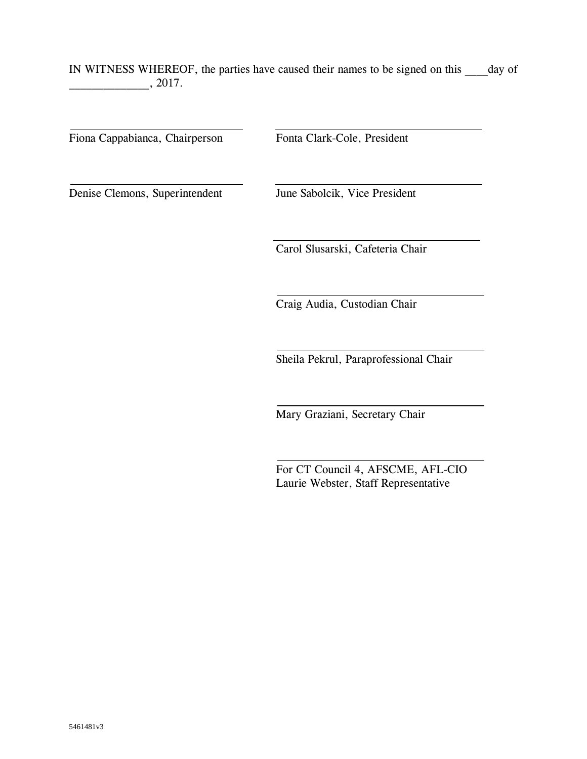IN WITNESS WHEREOF, the parties have caused their names to be signed on this ____day of _____________, 2017.

| | |
|---|---|
| ______________________________ | ______________________________ |
| Fiona Cappabianca, Chairperson | Fonta Clark-Cole, President |
| ______________________________ | ______________________________ |
| Denise Clemons, Superintendent | June Sabolcik, Vice President |
| | ______________________________ |
| | Carol Slusarski, Cafeteria Chair |
| | ______________________________ |
| | Craig Audia, Custodian Chair |
| | ______________________________ |
| | Sheila Pekrul, Paraprofessional Chair |
| | ______________________________ |
| | Mary Graziani, Secretary Chair |
| | ______________________________ |
| | For CT Council 4, AFSCME, AFL-CIO<br>Laurie Webster, Staff Representative |

5461481v3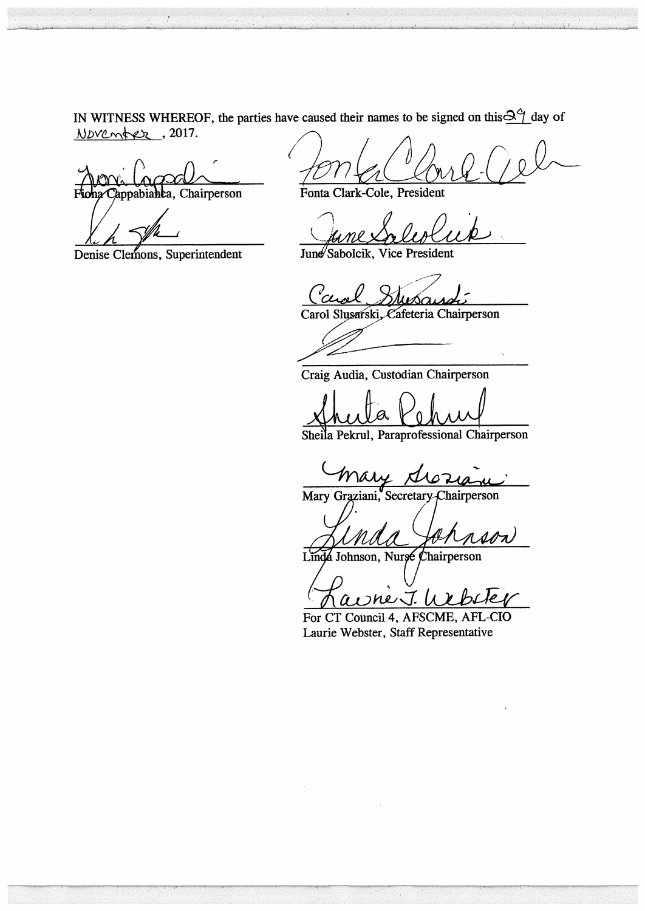IN WITNESS WHEREOF, the parties have caused their names to be signed on this 29 day of November, 2017.

Fiona Cappabianca, Chairperson

Denise Clemons, Superintendent

Fonta Clark-Cole, President

June Sabolcik, Vice President

Carol Slusarski, Cafeteria Chairperson

Craig Audia, Custodian Chairperson

Sheila Pekrul, Paraprofessional Chairperson

Mary Graziani, Secretary Chairperson

Linda Johnson, Nurse Chairperson

For CT Council 4, AFSCME, AFL-CIO
Laurie Webster, Staff Representative